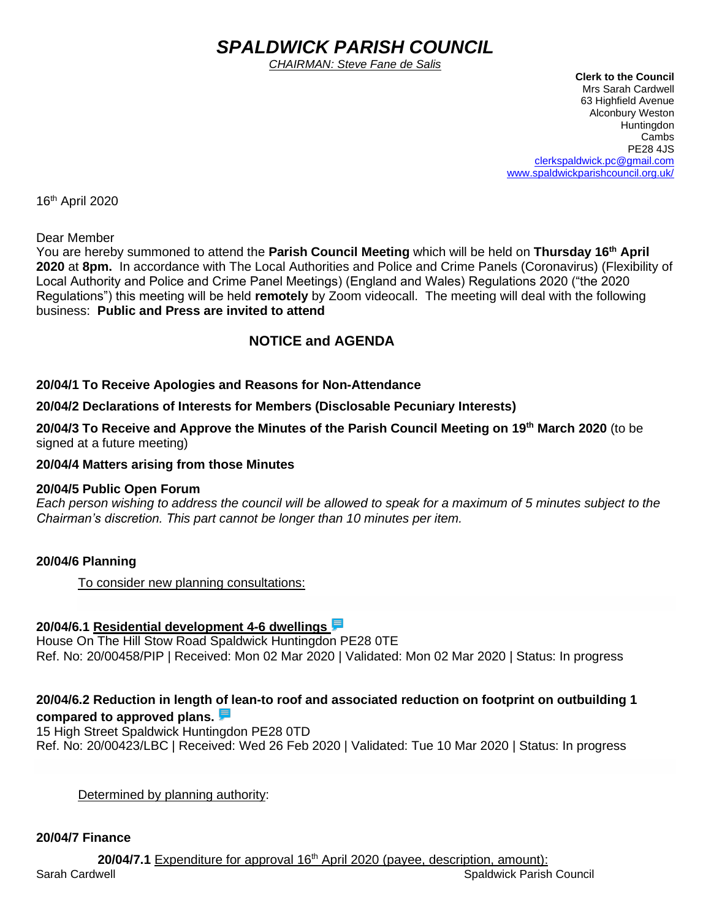# *SPALDWICK PARISH COUNCIL*

*CHAIRMAN: Steve Fane de Salis*

**Clerk to the Council**
Mrs Sarah Cardwell
63 Highfield Avenue
Alconbury Weston
Huntingdon
Cambs
PE28 4JS
clerkspaldwick.pc@gmail.com
www.spaldwickparishcouncil.org.uk/

16th April 2020

Dear Member

You are hereby summoned to attend the **Parish Council Meeting** which will be held on **Thursday 16th April 2020** at **8pm.** In accordance with The Local Authorities and Police and Crime Panels (Coronavirus) (Flexibility of Local Authority and Police and Crime Panel Meetings) (England and Wales) Regulations 2020 ("the 2020 Regulations") this meeting will be held **remotely** by Zoom videocall. The meeting will deal with the following business: **Public and Press are invited to attend**

## NOTICE and AGENDA

**20/04/1 To Receive Apologies and Reasons for Non-Attendance**

**20/04/2 Declarations of Interests for Members (Disclosable Pecuniary Interests)**

**20/04/3 To Receive and Approve the Minutes of the Parish Council Meeting on 19th March 2020** (to be signed at a future meeting)

**20/04/4 Matters arising from those Minutes**

**20/04/5 Public Open Forum**

*Each person wishing to address the council will be allowed to speak for a maximum of 5 minutes subject to the Chairman's discretion. This part cannot be longer than 10 minutes per item.*

**20/04/6 Planning**

To consider new planning consultations:

**20/04/6.1 Residential development 4-6 dwellings**
House On The Hill Stow Road Spaldwick Huntingdon PE28 0TE
Ref. No: 20/00458/PIP | Received: Mon 02 Mar 2020 | Validated: Mon 02 Mar 2020 | Status: In progress

**20/04/6.2 Reduction in length of lean-to roof and associated reduction on footprint on outbuilding 1 compared to approved plans.**
15 High Street Spaldwick Huntingdon PE28 0TD
Ref. No: 20/00423/LBC | Received: Wed 26 Feb 2020 | Validated: Tue 10 Mar 2020 | Status: In progress

Determined by planning authority:

**20/04/7 Finance**

**20/04/7.1** Expenditure for approval 16th April 2020 (payee, description, amount):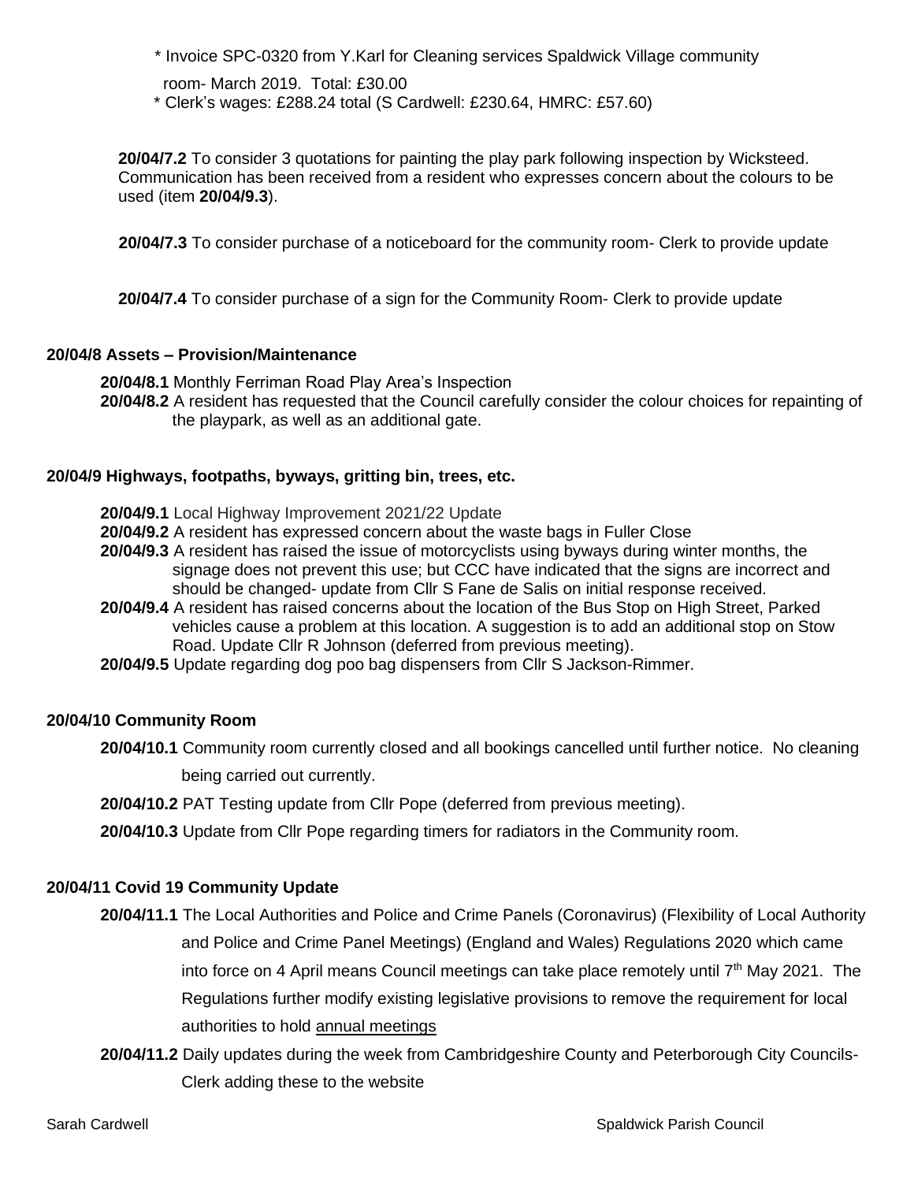* Invoice SPC-0320 from Y.Karl for Cleaning services Spaldwick Village community room- March 2019. Total: £30.00
* Clerk's wages: £288.24 total (S Cardwell: £230.64, HMRC: £57.60)

**20/04/7.2** To consider 3 quotations for painting the play park following inspection by Wicksteed. Communication has been received from a resident who expresses concern about the colours to be used (item **20/04/9.3**).

**20/04/7.3** To consider purchase of a noticeboard for the community room- Clerk to provide update

**20/04/7.4** To consider purchase of a sign for the Community Room- Clerk to provide update

**20/04/8 Assets – Provision/Maintenance**

**20/04/8.1** Monthly Ferriman Road Play Area's Inspection
**20/04/8.2** A resident has requested that the Council carefully consider the colour choices for repainting of the playpark, as well as an additional gate.

**20/04/9 Highways, footpaths, byways, gritting bin, trees, etc.**

**20/04/9.1** Local Highway Improvement 2021/22 Update
**20/04/9.2** A resident has expressed concern about the waste bags in Fuller Close
**20/04/9.3** A resident has raised the issue of motorcyclists using byways during winter months, the signage does not prevent this use; but CCC have indicated that the signs are incorrect and should be changed- update from Cllr S Fane de Salis on initial response received.
**20/04/9.4** A resident has raised concerns about the location of the Bus Stop on High Street, Parked vehicles cause a problem at this location. A suggestion is to add an additional stop on Stow Road. Update Cllr R Johnson (deferred from previous meeting).
**20/04/9.5** Update regarding dog poo bag dispensers from Cllr S Jackson-Rimmer.

**20/04/10 Community Room**

**20/04/10.1** Community room currently closed and all bookings cancelled until further notice. No cleaning being carried out currently.

**20/04/10.2** PAT Testing update from Cllr Pope (deferred from previous meeting).

**20/04/10.3** Update from Cllr Pope regarding timers for radiators in the Community room.

**20/04/11 Covid 19 Community Update**

**20/04/11.1** The Local Authorities and Police and Crime Panels (Coronavirus) (Flexibility of Local Authority and Police and Crime Panel Meetings) (England and Wales) Regulations 2020 which came into force on 4 April means Council meetings can take place remotely until 7th May 2021. The Regulations further modify existing legislative provisions to remove the requirement for local authorities to hold annual meetings

**20/04/11.2** Daily updates during the week from Cambridgeshire County and Peterborough City Councils- Clerk adding these to the website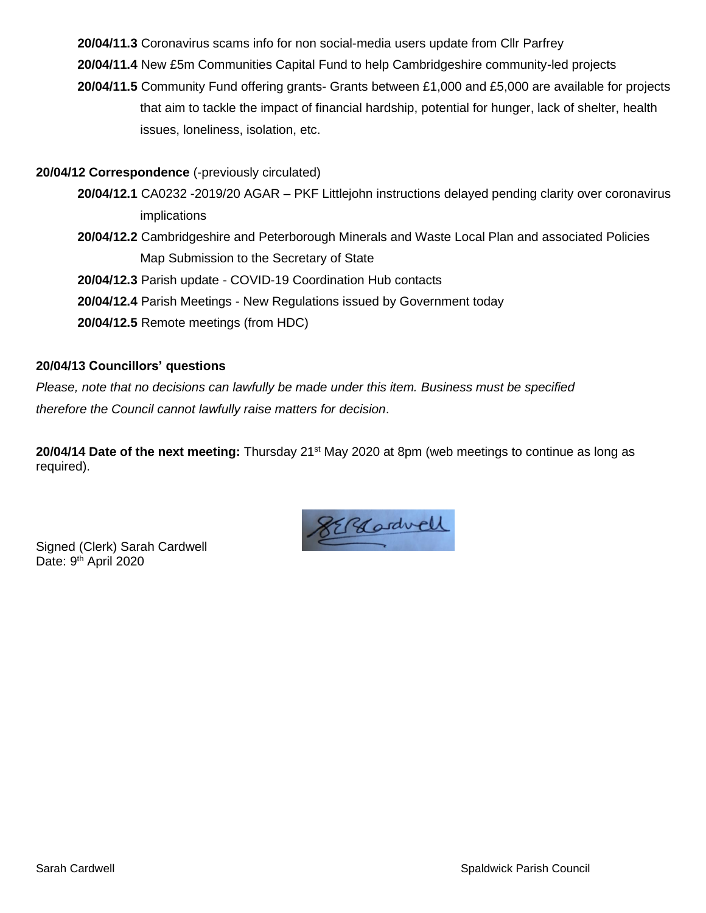**20/04/11.3** Coronavirus scams info for non social-media users update from Cllr Parfrey

**20/04/11.4** New £5m Communities Capital Fund to help Cambridgeshire community-led projects

**20/04/11.5** Community Fund offering grants- Grants between £1,000 and £5,000 are available for projects that aim to tackle the impact of financial hardship, potential for hunger, lack of shelter, health issues, loneliness, isolation, etc.

**20/04/12 Correspondence** (-previously circulated)

**20/04/12.1** CA0232 -2019/20 AGAR – PKF Littlejohn instructions delayed pending clarity over coronavirus implications

**20/04/12.2** Cambridgeshire and Peterborough Minerals and Waste Local Plan and associated Policies Map Submission to the Secretary of State

**20/04/12.3** Parish update - COVID-19 Coordination Hub contacts

**20/04/12.4** Parish Meetings - New Regulations issued by Government today

**20/04/12.5** Remote meetings (from HDC)

**20/04/13 Councillors' questions**

*Please, note that no decisions can lawfully be made under this item. Business must be specified therefore the Council cannot lawfully raise matters for decision*.

**20/04/14 Date of the next meeting:** Thursday 21st May 2020 at 8pm (web meetings to continue as long as required).

Signed (Clerk) Sarah Cardwell
Date: 9th April 2020